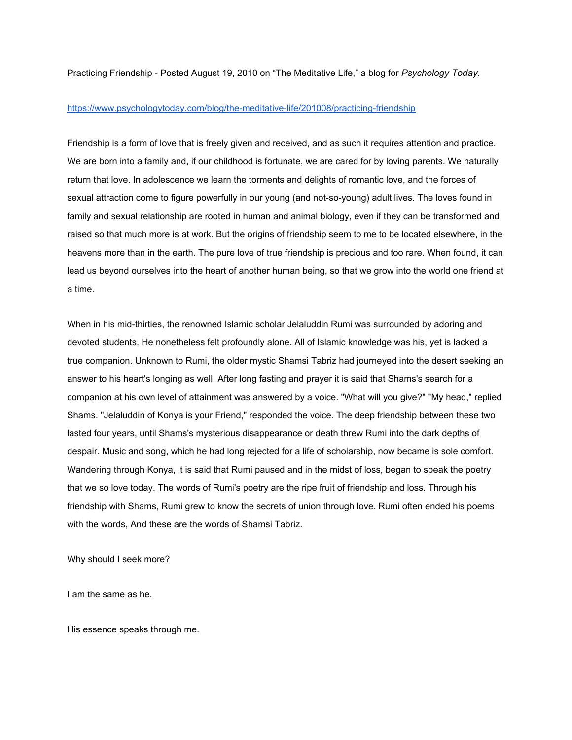Practicing Friendship - Posted August 19, 2010 on "The Meditative Life," a blog for *Psychology Today.*

https://www.psychologytoday.com/blog/the-meditative-life/201008/practicing-friendship

Friendship is a form of love that is freely given and received, and as such it requires attention and practice. We are born into a family and, if our childhood is fortunate, we are cared for by loving parents. We naturally return that love. In adolescence we learn the torments and delights of romantic love, and the forces of sexual attraction come to figure powerfully in our young (and not-so-young) adult lives. The loves found in family and sexual relationship are rooted in human and animal biology, even if they can be transformed and raised so that much more is at work. But the origins of friendship seem to me to be located elsewhere, in the heavens more than in the earth. The pure love of true friendship is precious and too rare. When found, it can lead us beyond ourselves into the heart of another human being, so that we grow into the world one friend at a time.

When in his mid-thirties, the renowned Islamic scholar Jelaluddin Rumi was surrounded by adoring and devoted students. He nonetheless felt profoundly alone. All of Islamic knowledge was his, yet is lacked a true companion. Unknown to Rumi, the older mystic Shamsi Tabriz had journeyed into the desert seeking an answer to his heart's longing as well. After long fasting and prayer it is said that Shams's search for a companion at his own level of attainment was answered by a voice. "What will you give?" "My head," replied Shams. "Jelaluddin of Konya is your Friend," responded the voice. The deep friendship between these two lasted four years, until Shams's mysterious disappearance or death threw Rumi into the dark depths of despair. Music and song, which he had long rejected for a life of scholarship, now became is sole comfort. Wandering through Konya, it is said that Rumi paused and in the midst of loss, began to speak the poetry that we so love today. The words of Rumi's poetry are the ripe fruit of friendship and loss. Through his friendship with Shams, Rumi grew to know the secrets of union through love. Rumi often ended his poems with the words, And these are the words of Shamsi Tabriz.

Why should I seek more?

I am the same as he.

His essence speaks through me.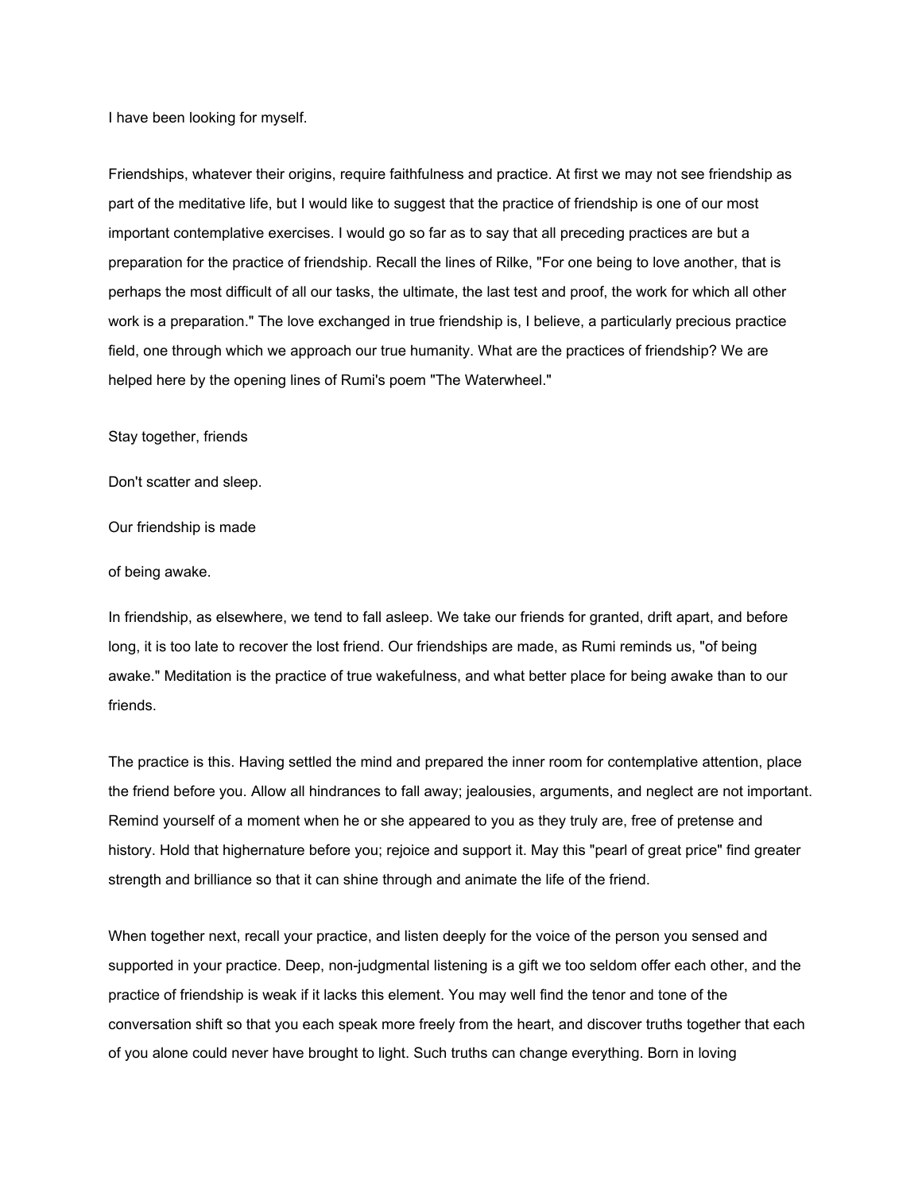I have been looking for myself.

Friendships, whatever their origins, require faithfulness and practice. At first we may not see friendship as part of the meditative life, but I would like to suggest that the practice of friendship is one of our most important contemplative exercises. I would go so far as to say that all preceding practices are but a preparation for the practice of friendship. Recall the lines of Rilke, "For one being to love another, that is perhaps the most difficult of all our tasks, the ultimate, the last test and proof, the work for which all other work is a preparation." The love exchanged in true friendship is, I believe, a particularly precious practice field, one through which we approach our true humanity. What are the practices of friendship? We are helped here by the opening lines of Rumi's poem "The Waterwheel."

Stay together, friends

Don't scatter and sleep.

Our friendship is made

of being awake.

In friendship, as elsewhere, we tend to fall asleep. We take our friends for granted, drift apart, and before long, it is too late to recover the lost friend. Our friendships are made, as Rumi reminds us, "of being awake." Meditation is the practice of true wakefulness, and what better place for being awake than to our friends.

The practice is this. Having settled the mind and prepared the inner room for contemplative attention, place the friend before you. Allow all hindrances to fall away; jealousies, arguments, and neglect are not important. Remind yourself of a moment when he or she appeared to you as they truly are, free of pretense and history. Hold that highernature before you; rejoice and support it. May this "pearl of great price" find greater strength and brilliance so that it can shine through and animate the life of the friend.

When together next, recall your practice, and listen deeply for the voice of the person you sensed and supported in your practice. Deep, non-judgmental listening is a gift we too seldom offer each other, and the practice of friendship is weak if it lacks this element. You may well find the tenor and tone of the conversation shift so that you each speak more freely from the heart, and discover truths together that each of you alone could never have brought to light. Such truths can change everything. Born in loving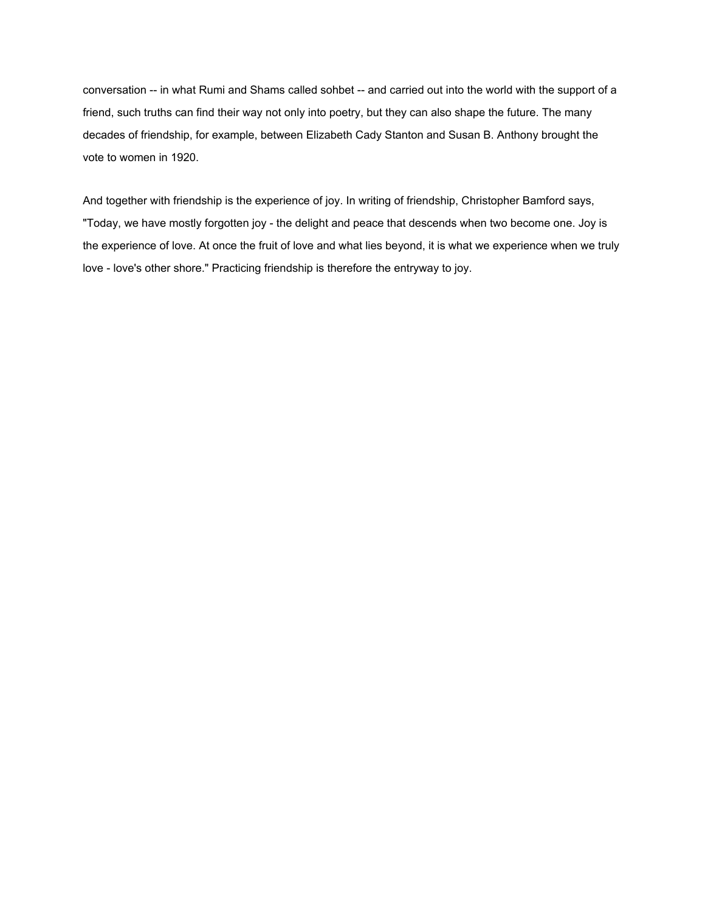conversation -- in what Rumi and Shams called sohbet -- and carried out into the world with the support of a friend, such truths can find their way not only into poetry, but they can also shape the future. The many decades of friendship, for example, between Elizabeth Cady Stanton and Susan B. Anthony brought the vote to women in 1920.

And together with friendship is the experience of joy. In writing of friendship, Christopher Bamford says, "Today, we have mostly forgotten joy - the delight and peace that descends when two become one. Joy is the experience of love. At once the fruit of love and what lies beyond, it is what we experience when we truly love - love's other shore." Practicing friendship is therefore the entryway to joy.